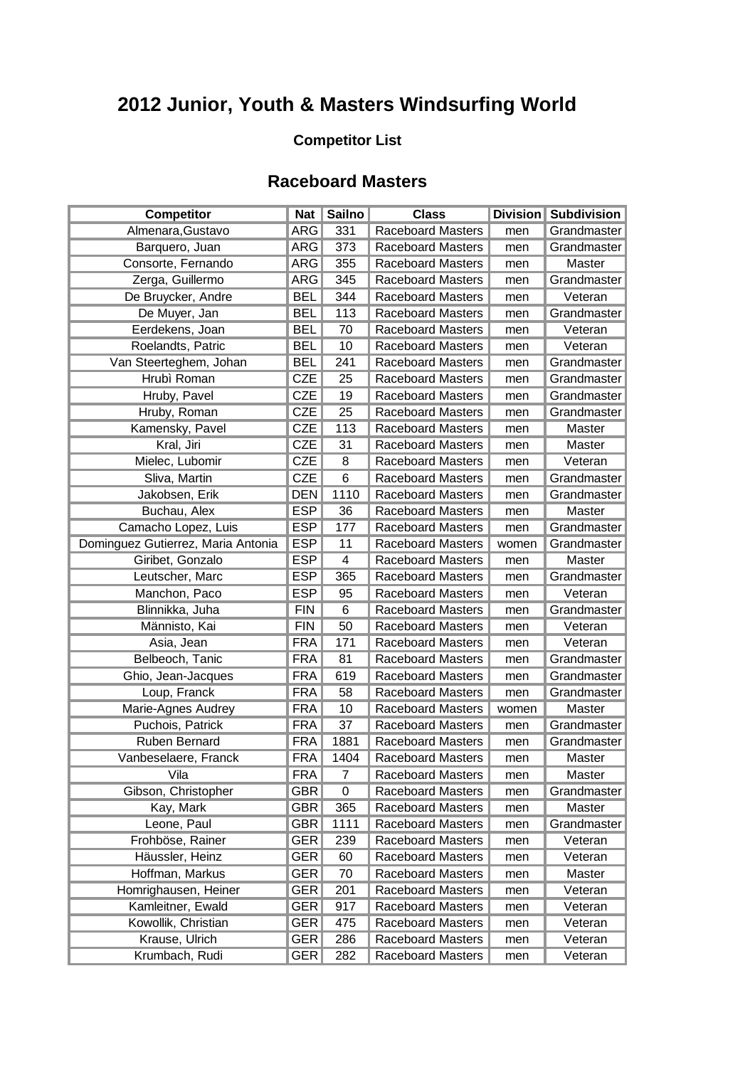# 2012 Junior, Youth & Masters Windsurfing World

### Competitor List

## Raceboard Masters

| Competitor | Nat | Sailno | Class | Division | Subdivision |
|---|---|---|---|---|---|
| Almenara,Gustavo | ARG | 331 | Raceboard Masters | men | Grandmaster |
| Barquero, Juan | ARG | 373 | Raceboard Masters | men | Grandmaster |
| Consorte, Fernando | ARG | 355 | Raceboard Masters | men | Master |
| Zerga, Guillermo | ARG | 345 | Raceboard Masters | men | Grandmaster |
| De Bruycker, Andre | BEL | 344 | Raceboard Masters | men | Veteran |
| De Muyer, Jan | BEL | 113 | Raceboard Masters | men | Grandmaster |
| Eerdekens, Joan | BEL | 70 | Raceboard Masters | men | Veteran |
| Roelandts, Patric | BEL | 10 | Raceboard Masters | men | Veteran |
| Van Steerteghem, Johan | BEL | 241 | Raceboard Masters | men | Grandmaster |
| Hrubì Roman | CZE | 25 | Raceboard Masters | men | Grandmaster |
| Hruby, Pavel | CZE | 19 | Raceboard Masters | men | Grandmaster |
| Hruby, Roman | CZE | 25 | Raceboard Masters | men | Grandmaster |
| Kamensky, Pavel | CZE | 113 | Raceboard Masters | men | Master |
| Kral, Jiri | CZE | 31 | Raceboard Masters | men | Master |
| Mielec, Lubomir | CZE | 8 | Raceboard Masters | men | Veteran |
| Sliva, Martin | CZE | 6 | Raceboard Masters | men | Grandmaster |
| Jakobsen, Erik | DEN | 1110 | Raceboard Masters | men | Grandmaster |
| Buchau, Alex | ESP | 36 | Raceboard Masters | men | Master |
| Camacho Lopez, Luis | ESP | 177 | Raceboard Masters | men | Grandmaster |
| Dominguez Gutierrez, Maria Antonia | ESP | 11 | Raceboard Masters | women | Grandmaster |
| Giribet, Gonzalo | ESP | 4 | Raceboard Masters | men | Master |
| Leutscher, Marc | ESP | 365 | Raceboard Masters | men | Grandmaster |
| Manchon, Paco | ESP | 95 | Raceboard Masters | men | Veteran |
| Blinnikka, Juha | FIN | 6 | Raceboard Masters | men | Grandmaster |
| Männisto, Kai | FIN | 50 | Raceboard Masters | men | Veteran |
| Asia, Jean | FRA | 171 | Raceboard Masters | men | Veteran |
| Belbeoch, Tanic | FRA | 81 | Raceboard Masters | men | Grandmaster |
| Ghio, Jean-Jacques | FRA | 619 | Raceboard Masters | men | Grandmaster |
| Loup, Franck | FRA | 58 | Raceboard Masters | men | Grandmaster |
| Marie-Agnes Audrey | FRA | 10 | Raceboard Masters | women | Master |
| Puchois, Patrick | FRA | 37 | Raceboard Masters | men | Grandmaster |
| Ruben Bernard | FRA | 1881 | Raceboard Masters | men | Grandmaster |
| Vanbeselaere, Franck | FRA | 1404 | Raceboard Masters | men | Master |
| Vila | FRA | 7 | Raceboard Masters | men | Master |
| Gibson, Christopher | GBR | 0 | Raceboard Masters | men | Grandmaster |
| Kay, Mark | GBR | 365 | Raceboard Masters | men | Master |
| Leone, Paul | GBR | 1111 | Raceboard Masters | men | Grandmaster |
| Frohböse, Rainer | GER | 239 | Raceboard Masters | men | Veteran |
| Häussler, Heinz | GER | 60 | Raceboard Masters | men | Veteran |
| Hoffman, Markus | GER | 70 | Raceboard Masters | men | Master |
| Homrighausen, Heiner | GER | 201 | Raceboard Masters | men | Veteran |
| Kamleitner, Ewald | GER | 917 | Raceboard Masters | men | Veteran |
| Kowollik, Christian | GER | 475 | Raceboard Masters | men | Veteran |
| Krause, Ulrich | GER | 286 | Raceboard Masters | men | Veteran |
| Krumbach, Rudi | GER | 282 | Raceboard Masters | men | Veteran |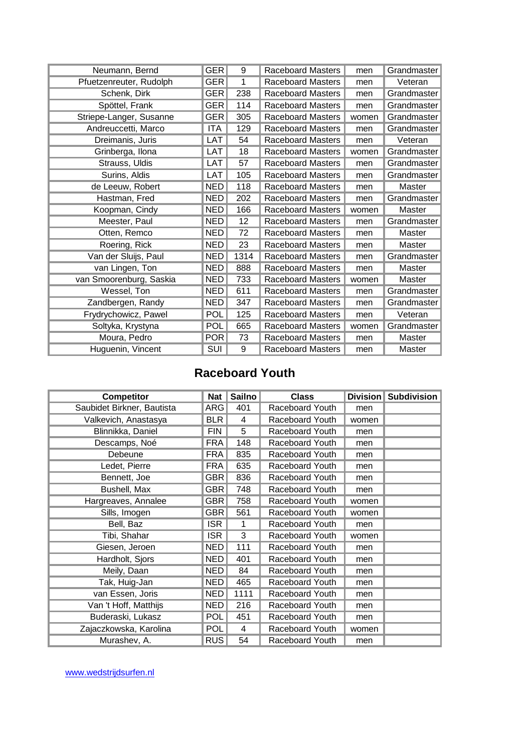| | | | | | |
|---|---|---|---|---|---|
| Neumann, Bernd | GER | 9 | Raceboard Masters | men | Grandmaster |
| Pfuetzenreuter, Rudolph | GER | 1 | Raceboard Masters | men | Veteran |
| Schenk, Dirk | GER | 238 | Raceboard Masters | men | Grandmaster |
| Spöttel, Frank | GER | 114 | Raceboard Masters | men | Grandmaster |
| Striepe-Langer, Susanne | GER | 305 | Raceboard Masters | women | Grandmaster |
| Andreuccetti, Marco | ITA | 129 | Raceboard Masters | men | Grandmaster |
| Dreimanis, Juris | LAT | 54 | Raceboard Masters | men | Veteran |
| Grinberga, Ilona | LAT | 18 | Raceboard Masters | women | Grandmaster |
| Strauss, Uldis | LAT | 57 | Raceboard Masters | men | Grandmaster |
| Surins, Aldis | LAT | 105 | Raceboard Masters | men | Grandmaster |
| de Leeuw, Robert | NED | 118 | Raceboard Masters | men | Master |
| Hastman, Fred | NED | 202 | Raceboard Masters | men | Grandmaster |
| Koopman, Cindy | NED | 166 | Raceboard Masters | women | Master |
| Meester, Paul | NED | 12 | Raceboard Masters | men | Grandmaster |
| Otten, Remco | NED | 72 | Raceboard Masters | men | Master |
| Roering, Rick | NED | 23 | Raceboard Masters | men | Master |
| Van der Sluijs, Paul | NED | 1314 | Raceboard Masters | men | Grandmaster |
| van Lingen, Ton | NED | 888 | Raceboard Masters | men | Master |
| van Smoorenburg, Saskia | NED | 733 | Raceboard Masters | women | Master |
| Wessel, Ton | NED | 611 | Raceboard Masters | men | Grandmaster |
| Zandbergen, Randy | NED | 347 | Raceboard Masters | men | Grandmaster |
| Frydrychowicz, Pawel | POL | 125 | Raceboard Masters | men | Veteran |
| Soltyka, Krystyna | POL | 665 | Raceboard Masters | women | Grandmaster |
| Moura, Pedro | POR | 73 | Raceboard Masters | men | Master |
| Huguenin, Vincent | SUI | 9 | Raceboard Masters | men | Master |

## Raceboard Youth

| Competitor | Nat | Sailno | Class | Division | Subdivision |
|---|---|---|---|---|---|
| Saubidet Birkner, Bautista | ARG | 401 | Raceboard Youth | men | |
| Valkevich, Anastasya | BLR | 4 | Raceboard Youth | women | |
| Blinnikka, Daniel | FIN | 5 | Raceboard Youth | men | |
| Descamps, Noé | FRA | 148 | Raceboard Youth | men | |
| Debeune | FRA | 835 | Raceboard Youth | men | |
| Ledet, Pierre | FRA | 635 | Raceboard Youth | men | |
| Bennett, Joe | GBR | 836 | Raceboard Youth | men | |
| Bushell, Max | GBR | 748 | Raceboard Youth | men | |
| Hargreaves, Annalee | GBR | 758 | Raceboard Youth | women | |
| Sills, Imogen | GBR | 561 | Raceboard Youth | women | |
| Bell, Baz | ISR | 1 | Raceboard Youth | men | |
| Tibi, Shahar | ISR | 3 | Raceboard Youth | women | |
| Giesen, Jeroen | NED | 111 | Raceboard Youth | men | |
| Hardholt, Sjors | NED | 401 | Raceboard Youth | men | |
| Meily, Daan | NED | 84 | Raceboard Youth | men | |
| Tak, Huig-Jan | NED | 465 | Raceboard Youth | men | |
| van Essen, Joris | NED | 1111 | Raceboard Youth | men | |
| Van 't Hoff, Matthijs | NED | 216 | Raceboard Youth | men | |
| Buderaski, Lukasz | POL | 451 | Raceboard Youth | men | |
| Zajaczkowska, Karolina | POL | 4 | Raceboard Youth | women | |
| Murashev, A. | RUS | 54 | Raceboard Youth | men | |

[www.wedstrijdsurfen.nl](http://www.wedstrijdsurfen.nl)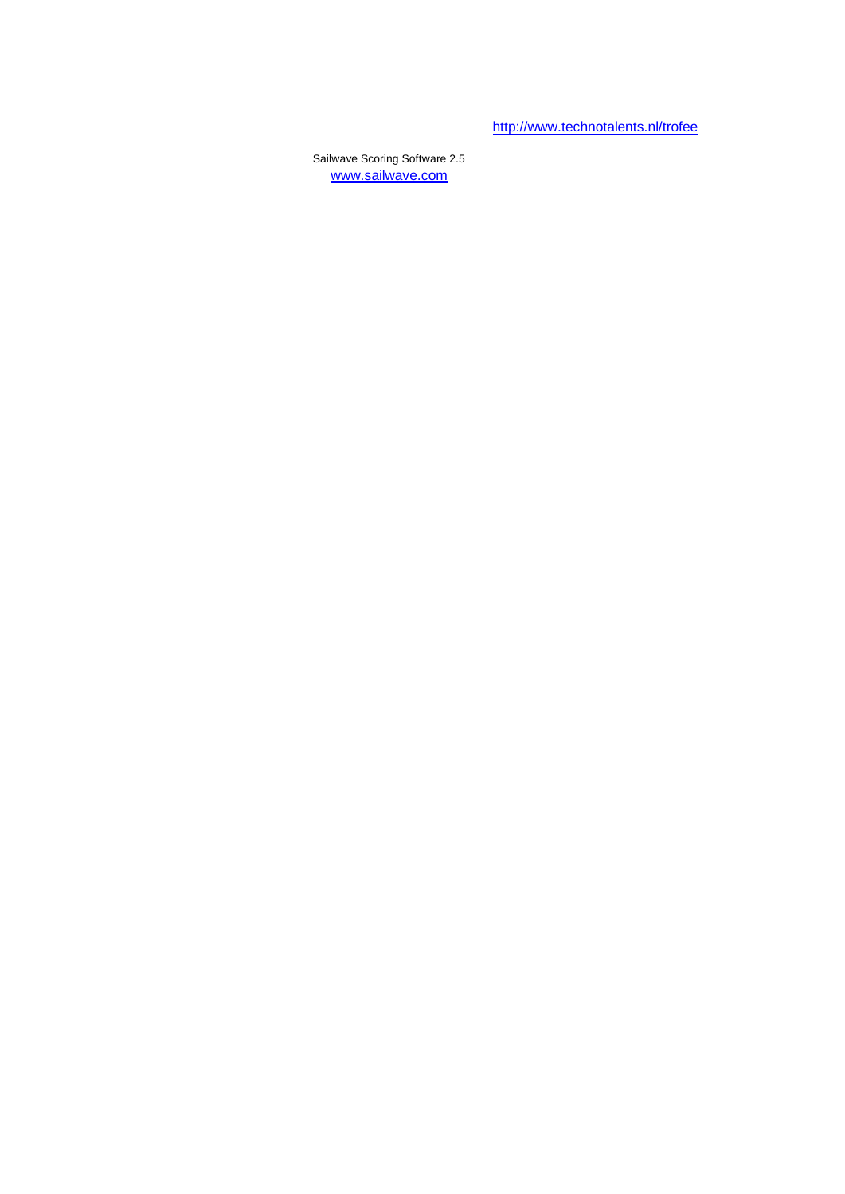http://www.technotalents.nl/trofee

Sailwave Scoring Software 2.5
www.sailwave.com